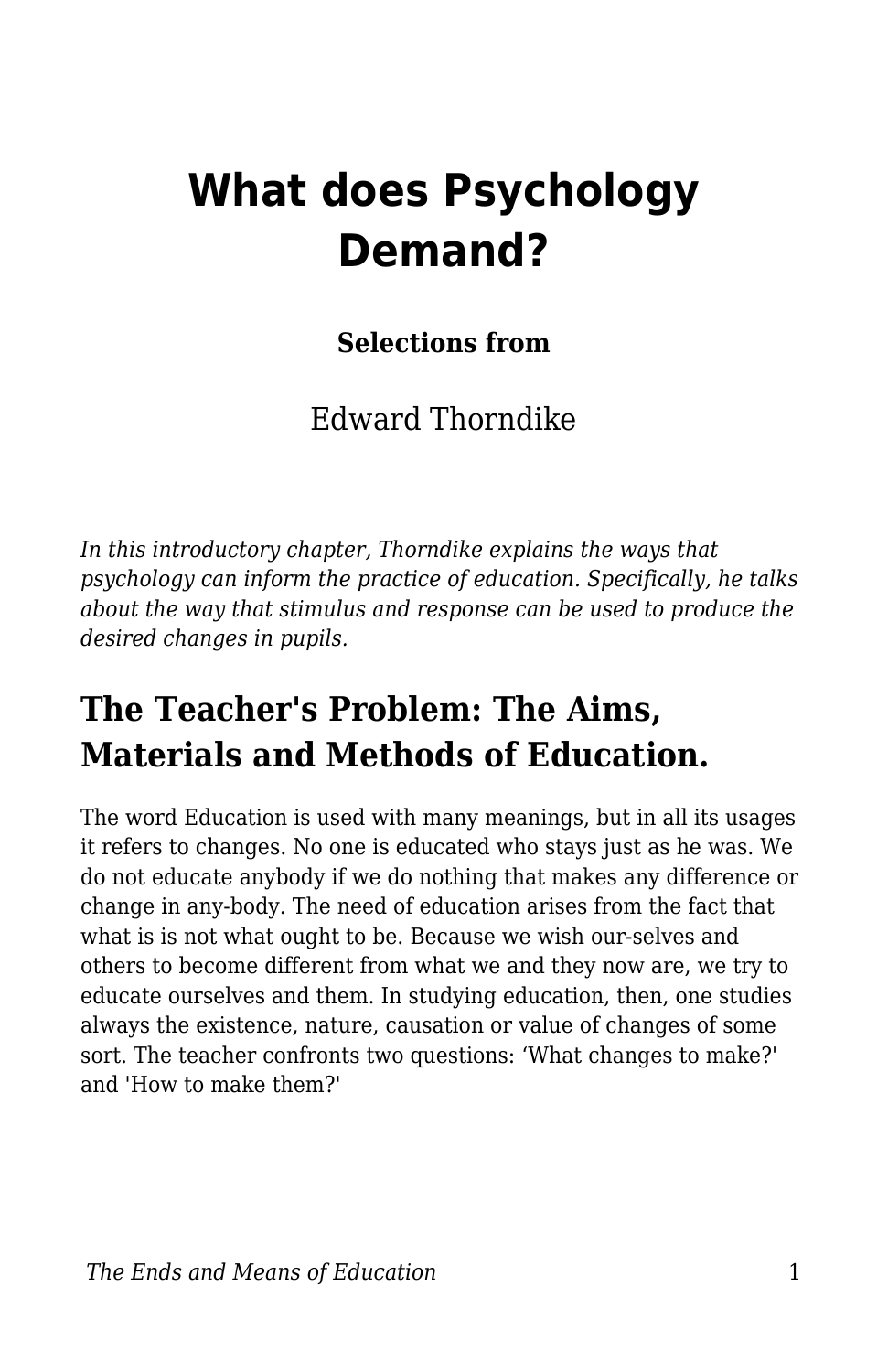# What does Psychology Demand?

**Selections from**

Edward Thorndike

*In this introductory chapter, Thorndike explains the ways that psychology can inform the practice of education. Specifically, he talks about the way that stimulus and response can be used to produce the desired changes in pupils.*

## The Teacher's Problem: The Aims, Materials and Methods of Education.

The word Education is used with many meanings, but in all its usages it refers to changes. No one is educated who stays just as he was. We do not educate anybody if we do nothing that makes any difference or change in any-body. The need of education arises from the fact that what is is not what ought to be. Because we wish our-selves and others to become different from what we and they now are, we try to educate ourselves and them. In studying education, then, one studies always the existence, nature, causation or value of changes of some sort. The teacher confronts two questions: 'What changes to make?' and 'How to make them?'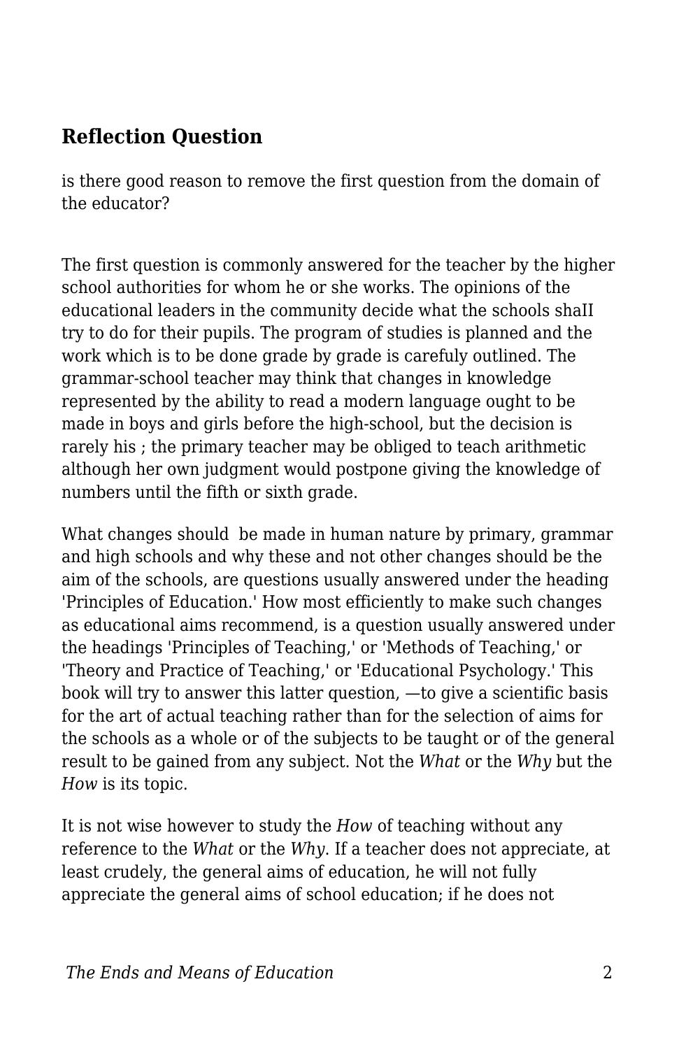### Reflection Question

is there good reason to remove the first question from the domain of the educator?

The first question is commonly answered for the teacher by the higher school authorities for whom he or she works. The opinions of the educational leaders in the community decide what the schools shaII try to do for their pupils. The program of studies is planned and the work which is to be done grade by grade is carefuly outlined. The grammar-school teacher may think that changes in knowledge represented by the ability to read a modern language ought to be made in boys and girls before the high-school, but the decision is rarely his ; the primary teacher may be obliged to teach arithmetic although her own judgment would postpone giving the knowledge of numbers until the fifth or sixth grade.

What changes should  be made in human nature by primary, grammar and high schools and why these and not other changes should be the aim of the schools, are questions usually answered under the heading 'Principles of Education.' How most efficiently to make such changes as educational aims recommend, is a question usually answered under the headings 'Principles of Teaching,' or 'Methods of Teaching,' or 'Theory and Practice of Teaching,' or 'Educational Psychology.' This book will try to answer this latter question, —to give a scientific basis for the art of actual teaching rather than for the selection of aims for the schools as a whole or of the subjects to be taught or of the general result to be gained from any subject. Not the *What* or the *Why* but the *How* is its topic.

It is not wise however to study the *How* of teaching without any reference to the *What* or the *Why*. If a teacher does not appreciate, at least crudely, the general aims of education, he will not fully appreciate the general aims of school education; if he does not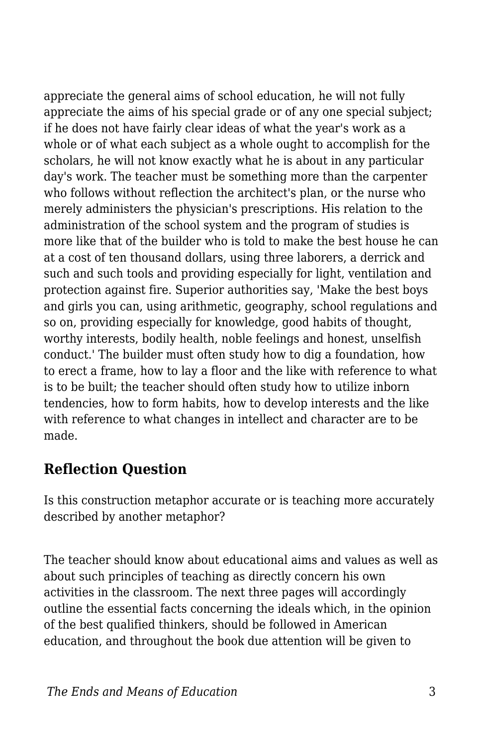appreciate the general aims of school education, he will not fully appreciate the aims of his special grade or of any one special subject; if he does not have fairly clear ideas of what the year's work as a whole or of what each subject as a whole ought to accomplish for the scholars, he will not know exactly what he is about in any particular day's work. The teacher must be something more than the carpenter who follows without reflection the architect's plan, or the nurse who merely administers the physician's prescriptions. His relation to the administration of the school system and the program of studies is more like that of the builder who is told to make the best house he can at a cost of ten thousand dollars, using three laborers, a derrick and such and such tools and providing especially for light, ventilation and protection against fire. Superior authorities say, 'Make the best boys and girls you can, using arithmetic, geography, school regulations and so on, providing especially for knowledge, good habits of thought, worthy interests, bodily health, noble feelings and honest, unselfish conduct.' The builder must often study how to dig a foundation, how to erect a frame, how to lay a floor and the like with reference to what is to be built; the teacher should often study how to utilize inborn tendencies, how to form habits, how to develop interests and the like with reference to what changes in intellect and character are to be made.

## Reflection Question

Is this construction metaphor accurate or is teaching more accurately described by another metaphor?

The teacher should know about educational aims and values as well as about such principles of teaching as directly concern his own activities in the classroom. The next three pages will accordingly outline the essential facts concerning the ideals which, in the opinion of the best qualified thinkers, should be followed in American education, and throughout the book due attention will be given to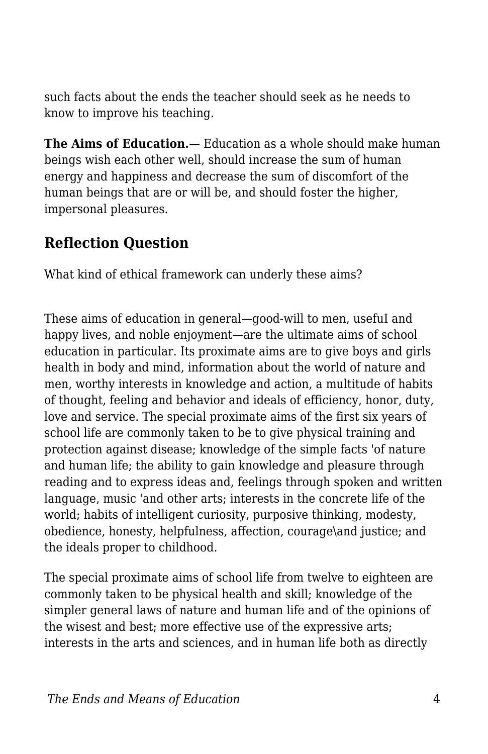such facts about the ends the teacher should seek as he needs to know to improve his teaching.

**The Aims of Education.—** Education as a whole should make human beings wish each other well, should increase the sum of human energy and happiness and decrease the sum of discomfort of the human beings that are or will be, and should foster the higher, impersonal pleasures.

## Reflection Question

What kind of ethical framework can underly these aims?

These aims of education in general—good-will to men, usefuI and happy lives, and noble enjoyment—are the ultimate aims of school education in particular. Its proximate aims are to give boys and girls health in body and mind, information about the world of nature and men, worthy interests in knowledge and action, a multitude of habits of thought, feeling and behavior and ideals of efficiency, honor, duty, love and service. The special proximate aims of the first six years of school life are commonly taken to be to give physical training and protection against disease; knowledge of the simple facts 'of nature and human life; the ability to gain knowledge and pleasure through reading and to express ideas and, feelings through spoken and written language, music 'and other arts; interests in the concrete life of the world; habits of intelligent curiosity, purposive thinking, modesty, obedience, honesty, helpfulness, affection, courage\and justice; and the ideals proper to childhood.

The special proximate aims of school life from twelve to eighteen are commonly taken to be physical health and skill; knowledge of the simpler general laws of nature and human life and of the opinions of the wisest and best; more effective use of the expressive arts; interests in the arts and sciences, and in human life both as directly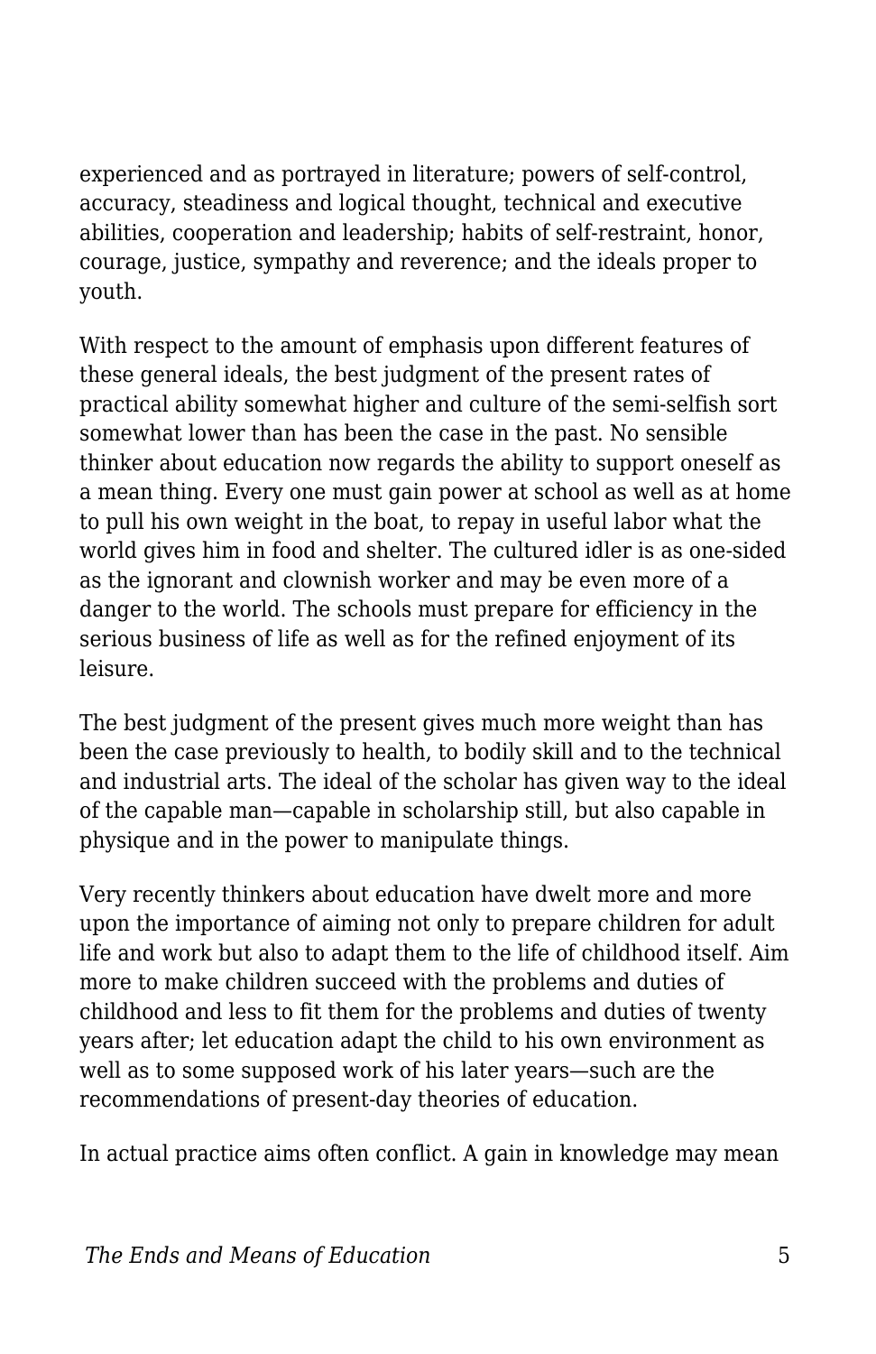experienced and as portrayed in literature; powers of self-control, accuracy, steadiness and logical thought, technical and executive abilities, cooperation and leadership; habits of self-restraint, honor, courage, justice, sympathy and reverence; and the ideals proper to youth.

With respect to the amount of emphasis upon different features of these general ideals, the best judgment of the present rates of practical ability somewhat higher and culture of the semi-selfish sort somewhat lower than has been the case in the past. No sensible thinker about education now regards the ability to support oneself as a mean thing. Every one must gain power at school as well as at home to pull his own weight in the boat, to repay in useful labor what the world gives him in food and shelter. The cultured idler is as one-sided as the ignorant and clownish worker and may be even more of a danger to the world. The schools must prepare for efficiency in the serious business of life as well as for the refined enjoyment of its leisure.

The best judgment of the present gives much more weight than has been the case previously to health, to bodily skill and to the technical and industrial arts. The ideal of the scholar has given way to the ideal of the capable man—capable in scholarship still, but also capable in physique and in the power to manipulate things.

Very recently thinkers about education have dwelt more and more upon the importance of aiming not only to prepare children for adult life and work but also to adapt them to the life of childhood itself. Aim more to make children succeed with the problems and duties of childhood and less to fit them for the problems and duties of twenty years after; let education adapt the child to his own environment as well as to some supposed work of his later years—such are the recommendations of present-day theories of education.

In actual practice aims often conflict. A gain in knowledge may mean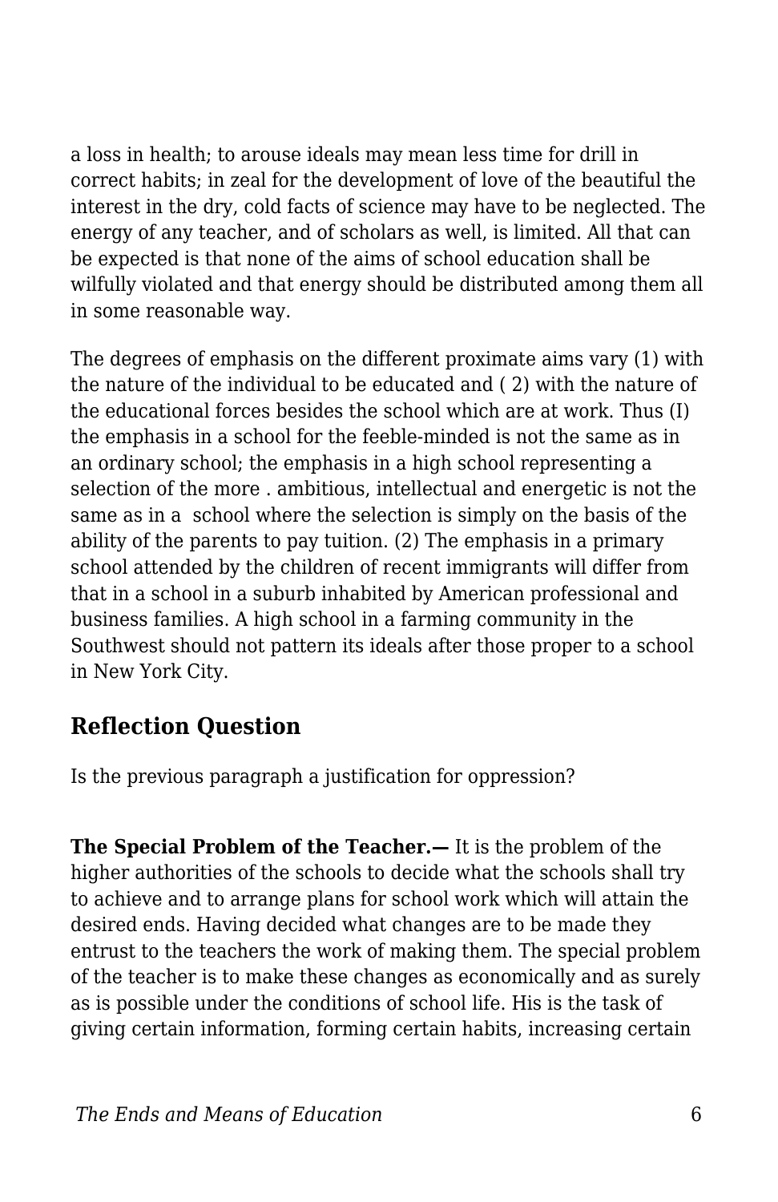a loss in health; to arouse ideals may mean less time for drill in correct habits; in zeal for the development of love of the beautiful the interest in the dry, cold facts of science may have to be neglected. The energy of any teacher, and of scholars as well, is limited. All that can be expected is that none of the aims of school education shall be wilfully violated and that energy should be distributed among them all in some reasonable way.

The degrees of emphasis on the different proximate aims vary (1) with the nature of the individual to be educated and ( 2) with the nature of the educational forces besides the school which are at work. Thus (I) the emphasis in a school for the feeble-minded is not the same as in an ordinary school; the emphasis in a high school representing a selection of the more . ambitious, intellectual and energetic is not the same as in a school where the selection is simply on the basis of the ability of the parents to pay tuition. (2) The emphasis in a primary school attended by the children of recent immigrants will differ from that in a school in a suburb inhabited by American professional and business families. A high school in a farming community in the Southwest should not pattern its ideals after those proper to a school in New York City.

## Reflection Question

Is the previous paragraph a justification for oppression?

**The Special Problem of the Teacher.—** It is the problem of the higher authorities of the schools to decide what the schools shall try to achieve and to arrange plans for school work which will attain the desired ends. Having decided what changes are to be made they entrust to the teachers the work of making them. The special problem of the teacher is to make these changes as economically and as surely as is possible under the conditions of school life. His is the task of giving certain information, forming certain habits, increasing certain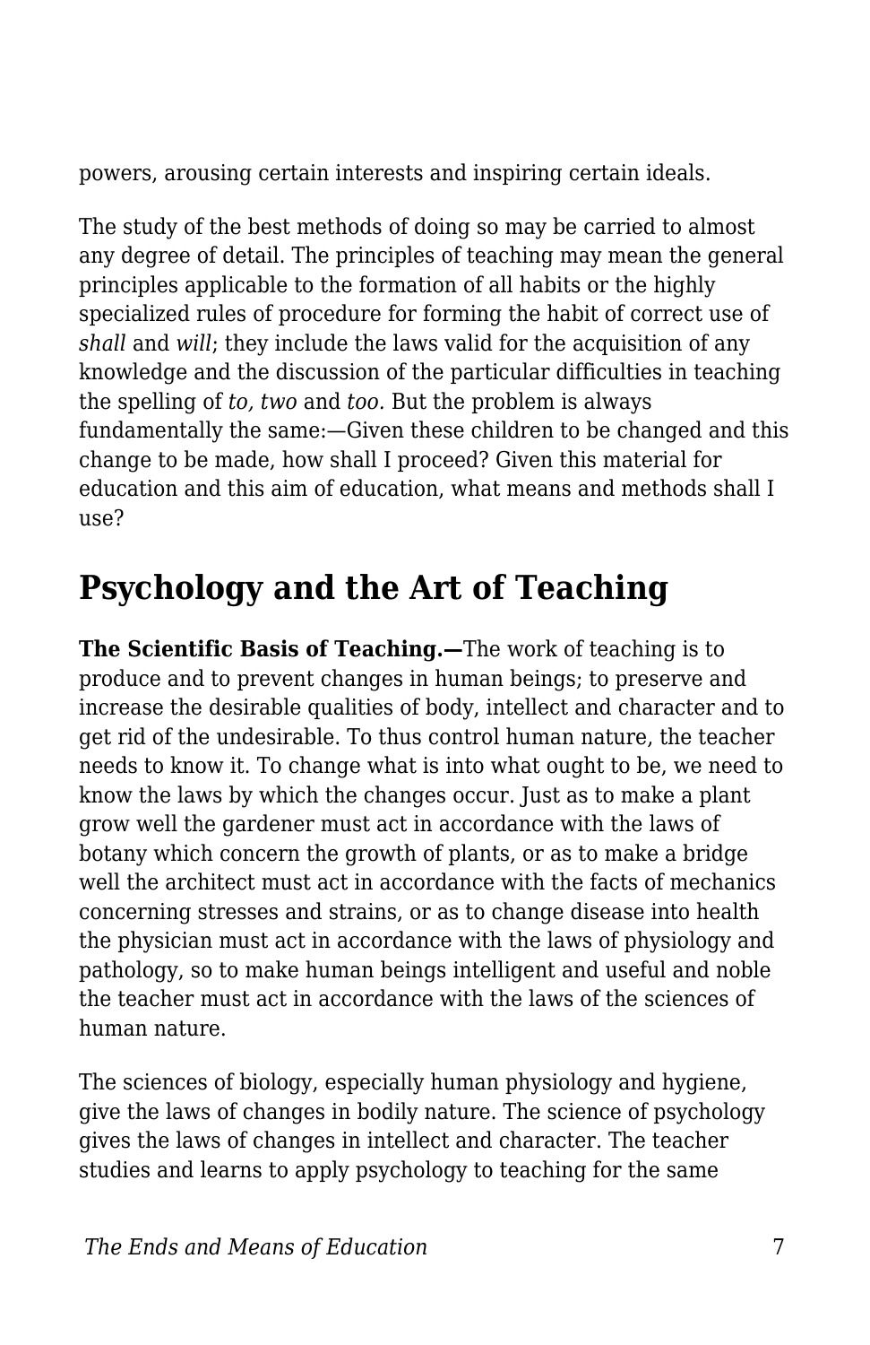powers, arousing certain interests and inspiring certain ideals.

The study of the best methods of doing so may be carried to almost any degree of detail. The principles of teaching may mean the general principles applicable to the formation of all habits or the highly specialized rules of procedure for forming the habit of correct use of *shall* and *will*; they include the laws valid for the acquisition of any knowledge and the discussion of the particular difficulties in teaching the spelling of *to, two* and *too.* But the problem is always fundamentally the same:—Given these children to be changed and this change to be made, how shall I proceed? Given this material for education and this aim of education, what means and methods shall I use?

## Psychology and the Art of Teaching

**The Scientific Basis of Teaching.—**The work of teaching is to produce and to prevent changes in human beings; to preserve and increase the desirable qualities of body, intellect and character and to get rid of the undesirable. To thus control human nature, the teacher needs to know it. To change what is into what ought to be, we need to know the laws by which the changes occur. Just as to make a plant grow well the gardener must act in accordance with the laws of botany which concern the growth of plants, or as to make a bridge well the architect must act in accordance with the facts of mechanics concerning stresses and strains, or as to change disease into health the physician must act in accordance with the laws of physiology and pathology, so to make human beings intelligent and useful and noble the teacher must act in accordance with the laws of the sciences of human nature.

The sciences of biology, especially human physiology and hygiene, give the laws of changes in bodily nature. The science of psychology gives the laws of changes in intellect and character. The teacher studies and learns to apply psychology to teaching for the same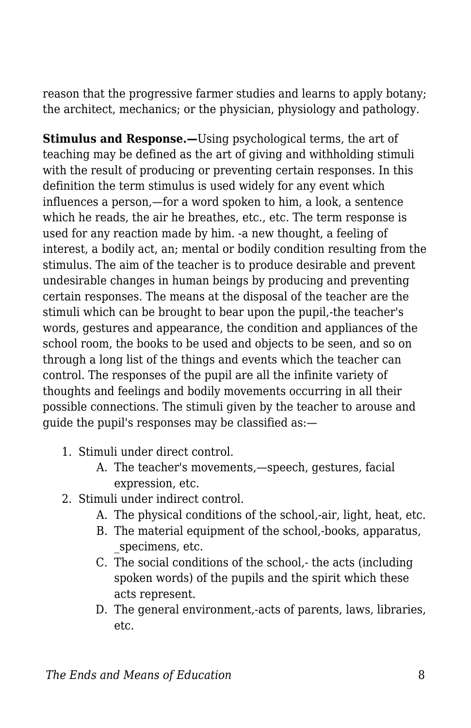reason that the progressive farmer studies and learns to apply botany; the architect, mechanics; or the physician, physiology and pathology.

**Stimulus and Response.—**Using psychological terms, the art of teaching may be defined as the art of giving and withholding stimuli with the result of producing or preventing certain responses. In this definition the term stimulus is used widely for any event which influences a person,—for a word spoken to him, a look, a sentence which he reads, the air he breathes, etc., etc. The term response is used for any reaction made by him. -a new thought, a feeling of interest, a bodily act, an; mental or bodily condition resulting from the stimulus. The aim of the teacher is to produce desirable and prevent undesirable changes in human beings by producing and preventing certain responses. The means at the disposal of the teacher are the stimuli which can be brought to bear upon the pupil,-the teacher's words, gestures and appearance, the condition and appliances of the school room, the books to be used and objects to be seen, and so on through a long list of the things and events which the teacher can control. The responses of the pupil are all the infinite variety of thoughts and feelings and bodily movements occurring in all their possible connections. The stimuli given by the teacher to arouse and guide the pupil's responses may be classified as:—

1. Stimuli under direct control.
   A. The teacher's movements,—speech, gestures, facial expression, etc.
2. Stimuli under indirect control.
   A. The physical conditions of the school,-air, light, heat, etc.
   B. The material equipment of the school,-books, apparatus, _specimens, etc.
   C. The social conditions of the school,- the acts (including spoken words) of the pupils and the spirit which these acts represent.
   D. The general environment,-acts of parents, laws, libraries, etc.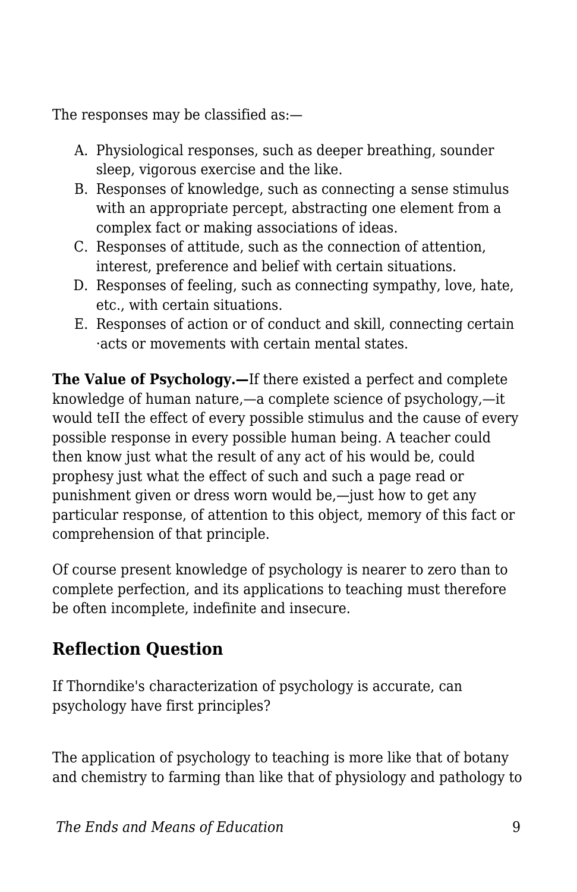The responses may be classified as:—

A. Physiological responses, such as deeper breathing, sounder sleep, vigorous exercise and the like.
B. Responses of knowledge, such as connecting a sense stimulus with an appropriate percept, abstracting one element from a complex fact or making associations of ideas.
C. Responses of attitude, such as the connection of attention, interest, preference and belief with certain situations.
D. Responses of feeling, such as connecting sympathy, love, hate, etc., with certain situations.
E. Responses of action or of conduct and skill, connecting certain ·acts or movements with certain mental states.

**The Value of Psychology.—**If there existed a perfect and complete knowledge of human nature,—a complete science of psychology,—it would teII the effect of every possible stimulus and the cause of every possible response in every possible human being. A teacher could then know just what the result of any act of his would be, could prophesy just what the effect of such and such a page read or punishment given or dress worn would be,—just how to get any particular response, of attention to this object, memory of this fact or comprehension of that principle.

Of course present knowledge of psychology is nearer to zero than to complete perfection, and its applications to teaching must therefore be often incomplete, indefinite and insecure.

## Reflection Question

If Thorndike's characterization of psychology is accurate, can psychology have first principles?

The application of psychology to teaching is more like that of botany and chemistry to farming than like that of physiology and pathology to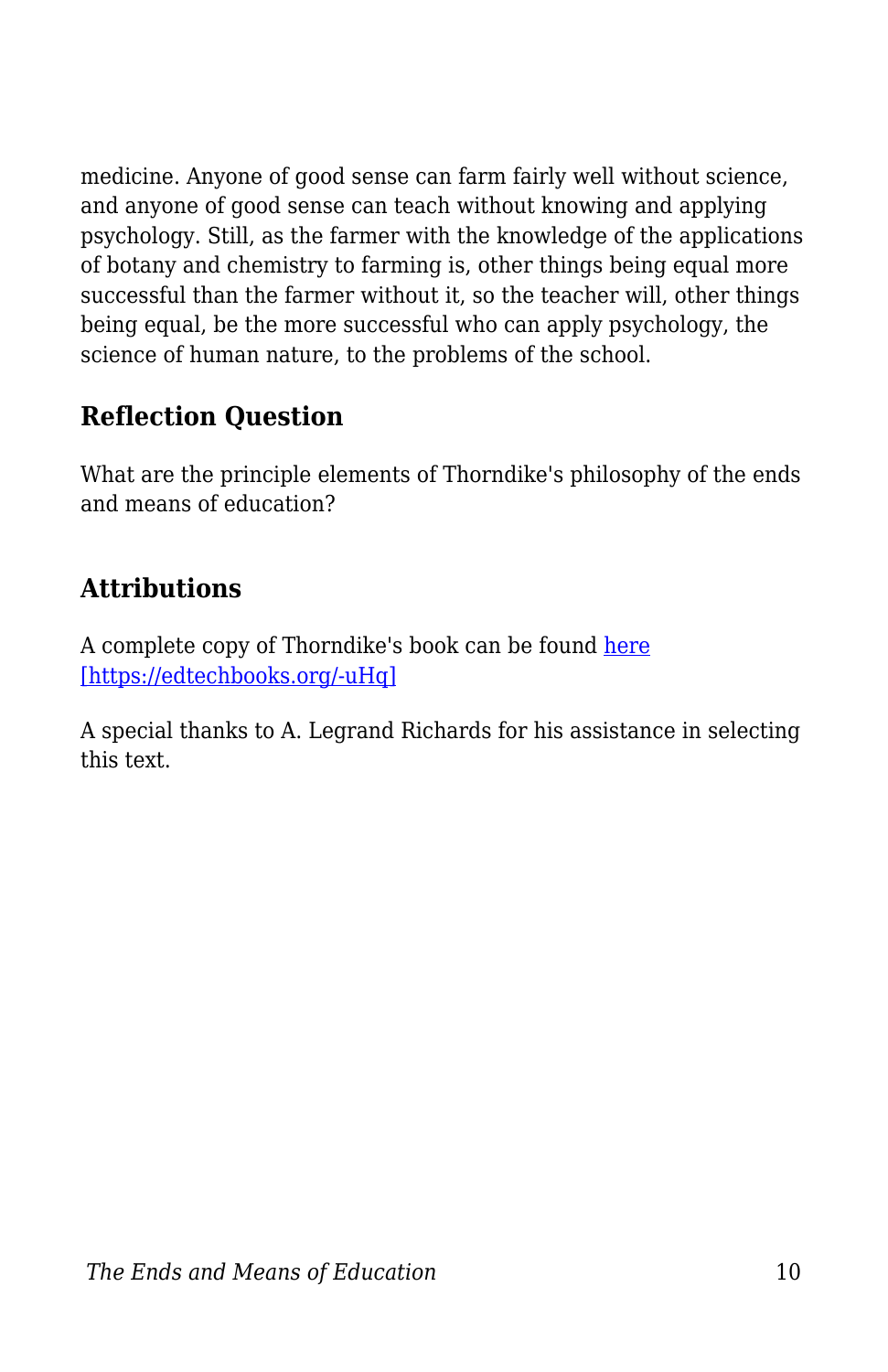medicine. Anyone of good sense can farm fairly well without science, and anyone of good sense can teach without knowing and applying psychology. Still, as the farmer with the knowledge of the applications of botany and chemistry to farming is, other things being equal more successful than the farmer without it, so the teacher will, other things being equal, be the more successful who can apply psychology, the science of human nature, to the problems of the school.

## Reflection Question

What are the principle elements of Thorndike's philosophy of the ends and means of education?

## Attributions

A complete copy of Thorndike's book can be found [here](https://edtechbooks.org/-uHq) [https://edtechbooks.org/-uHq]

A special thanks to A. Legrand Richards for his assistance in selecting this text.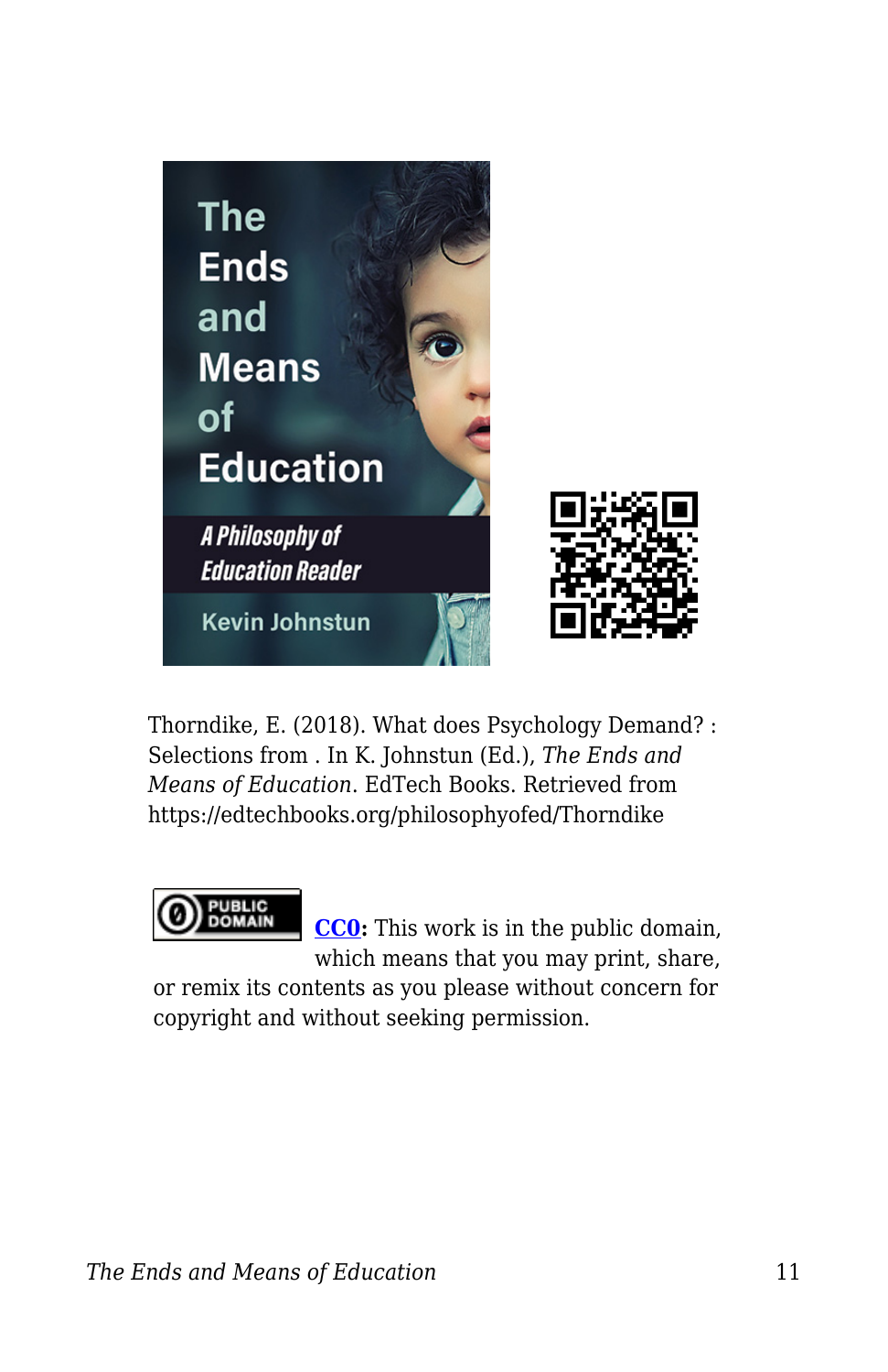Thorndike, E. (2018). What does Psychology Demand? : Selections from . In K. Johnstun (Ed.), *The Ends and Means of Education*. EdTech Books. Retrieved from https://edtechbooks.org/philosophyofed/Thorndike

**CC0:** This work is in the public domain, which means that you may print, share, or remix its contents as you please without concern for copyright and without seeking permission.